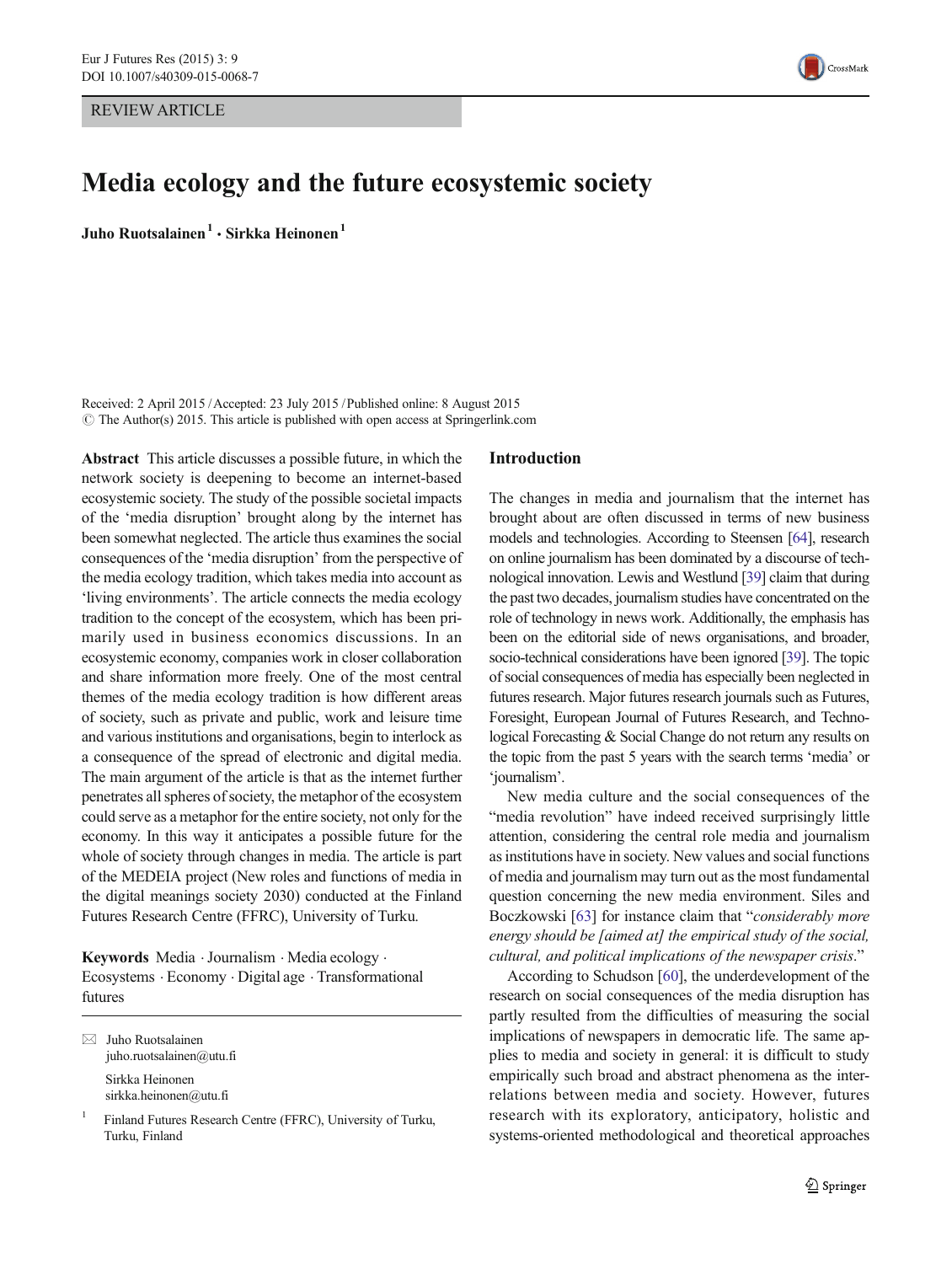REVIEW ARTICLE

# Media ecology and the future ecosystemic society

**Juho Ruotsalainen**[1] · **Sirkka Heinonen**[1]

Received: 2 April 2015 / Accepted: 23 July 2015 / Published online: 8 August 2015
© The Author(s) 2015. This article is published with open access at Springerlink.com

**Abstract** This article discusses a possible future, in which the network society is deepening to become an internet-based ecosystemic society. The study of the possible societal impacts of the 'media disruption' brought along by the internet has been somewhat neglected. The article thus examines the social consequences of the 'media disruption' from the perspective of the media ecology tradition, which takes media into account as 'living environments'. The article connects the media ecology tradition to the concept of the ecosystem, which has been primarily used in business economics discussions. In an ecosystemic economy, companies work in closer collaboration and share information more freely. One of the most central themes of the media ecology tradition is how different areas of society, such as private and public, work and leisure time and various institutions and organisations, begin to interlock as a consequence of the spread of electronic and digital media. The main argument of the article is that as the internet further penetrates all spheres of society, the metaphor of the ecosystem could serve as a metaphor for the entire society, not only for the economy. In this way it anticipates a possible future for the whole of society through changes in media. The article is part of the MEDEIA project (New roles and functions of media in the digital meanings society 2030) conducted at the Finland Futures Research Centre (FFRC), University of Turku.

**Keywords** Media · Journalism · Media ecology · Ecosystems · Economy · Digital age · Transformational futures

✉ Juho Ruotsalainen
juho.ruotsalainen@utu.fi

Sirkka Heinonen
sirkka.heinonen@utu.fi

[1] Finland Futures Research Centre (FFRC), University of Turku, Turku, Finland

## Introduction

The changes in media and journalism that the internet has brought about are often discussed in terms of new business models and technologies. According to Steensen [64], research on online journalism has been dominated by a discourse of technological innovation. Lewis and Westlund [39] claim that during the past two decades, journalism studies have concentrated on the role of technology in news work. Additionally, the emphasis has been on the editorial side of news organisations, and broader, socio-technical considerations have been ignored [39]. The topic of social consequences of media has especially been neglected in futures research. Major futures research journals such as Futures, Foresight, European Journal of Futures Research, and Technological Forecasting & Social Change do not return any results on the topic from the past 5 years with the search terms 'media' or 'journalism'.

New media culture and the social consequences of the "media revolution" have indeed received surprisingly little attention, considering the central role media and journalism as institutions have in society. New values and social functions of media and journalism may turn out as the most fundamental question concerning the new media environment. Siles and Boczkowski [63] for instance claim that "*considerably more energy should be [aimed at] the empirical study of the social, cultural, and political implications of the newspaper crisis*."

According to Schudson [60], the underdevelopment of the research on social consequences of the media disruption has partly resulted from the difficulties of measuring the social implications of newspapers in democratic life. The same applies to media and society in general: it is difficult to study empirically such broad and abstract phenomena as the interrelations between media and society. However, futures research with its exploratory, anticipatory, holistic and systems-oriented methodological and theoretical approaches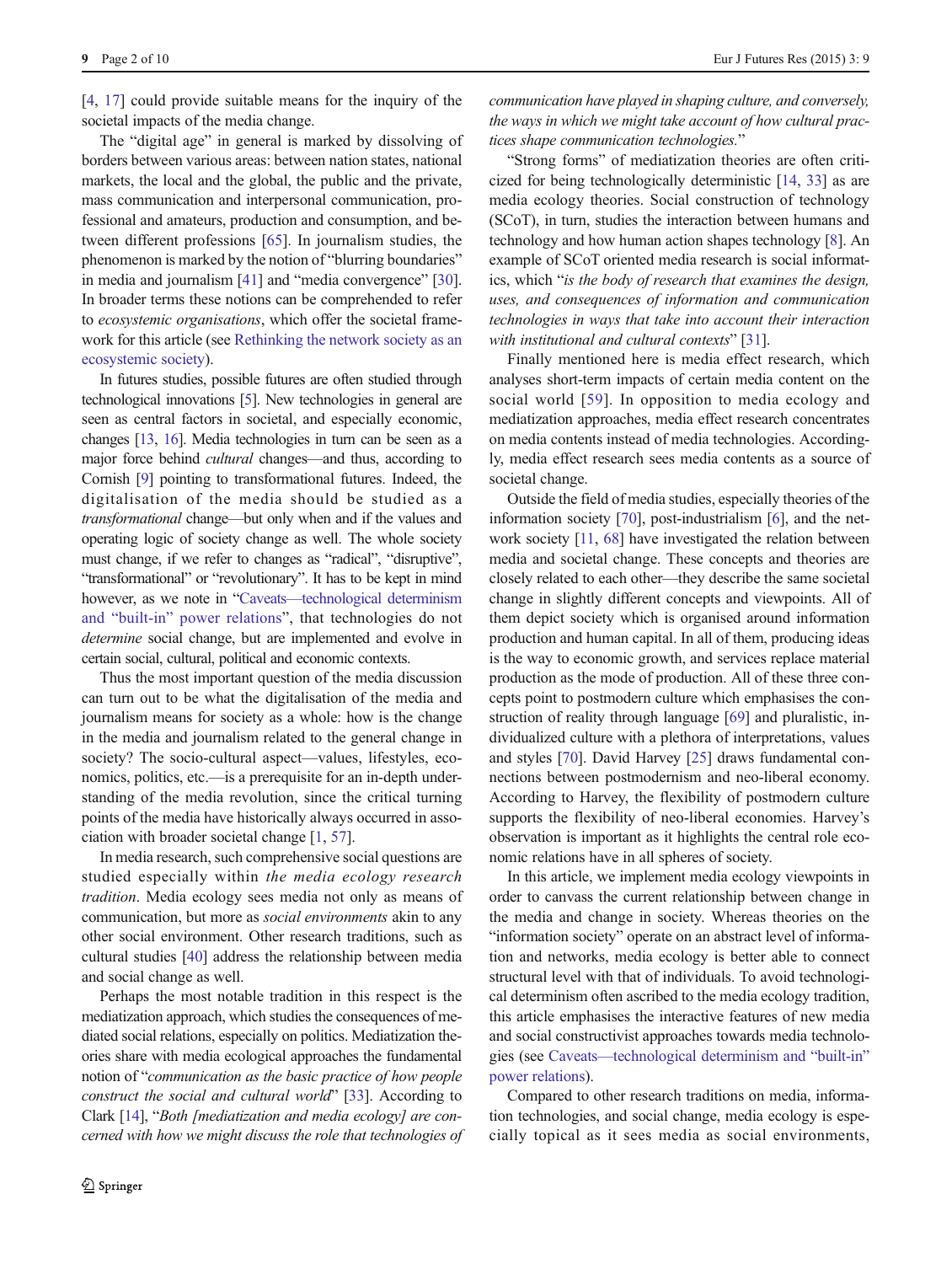[4, 17] could provide suitable means for the inquiry of the societal impacts of the media change.

The "digital age" in general is marked by dissolving of borders between various areas: between nation states, national markets, the local and the global, the public and the private, mass communication and interpersonal communication, professional and amateurs, production and consumption, and between different professions [65]. In journalism studies, the phenomenon is marked by the notion of "blurring boundaries" in media and journalism [41] and "media convergence" [30]. In broader terms these notions can be comprehended to refer to *ecosystemic organisations*, which offer the societal framework for this article (see Rethinking the network society as an ecosystemic society).

In futures studies, possible futures are often studied through technological innovations [5]. New technologies in general are seen as central factors in societal, and especially economic, changes [13, 16]. Media technologies in turn can be seen as a major force behind *cultural* changes—and thus, according to Cornish [9] pointing to transformational futures. Indeed, the digitalisation of the media should be studied as a *transformational* change—but only when and if the values and operating logic of society change as well. The whole society must change, if we refer to changes as "radical", "disruptive", "transformational" or "revolutionary". It has to be kept in mind however, as we note in "Caveats—technological determinism and "built-in" power relations", that technologies do not *determine* social change, but are implemented and evolve in certain social, cultural, political and economic contexts.

Thus the most important question of the media discussion can turn out to be what the digitalisation of the media and journalism means for society as a whole: how is the change in the media and journalism related to the general change in society? The socio-cultural aspect—values, lifestyles, economics, politics, etc.—is a prerequisite for an in-depth understanding of the media revolution, since the critical turning points of the media have historically always occurred in association with broader societal change [1, 57].

In media research, such comprehensive social questions are studied especially within *the media ecology research tradition*. Media ecology sees media not only as means of communication, but more as *social environments* akin to any other social environment. Other research traditions, such as cultural studies [40] address the relationship between media and social change as well.

Perhaps the most notable tradition in this respect is the mediatization approach, which studies the consequences of mediated social relations, especially on politics. Mediatization theories share with media ecological approaches the fundamental notion of "*communication as the basic practice of how people construct the social and cultural world*" [33]. According to Clark [14], "*Both [mediatization and media ecology] are concerned with how we might discuss the role that technologies of communication have played in shaping culture, and conversely, the ways in which we might take account of how cultural practices shape communication technologies.*"

"Strong forms" of mediatization theories are often criticized for being technologically deterministic [14, 33] as are media ecology theories. Social construction of technology (SCoT), in turn, studies the interaction between humans and technology and how human action shapes technology [8]. An example of SCoT oriented media research is social informatics, which "*is the body of research that examines the design, uses, and consequences of information and communication technologies in ways that take into account their interaction with institutional and cultural contexts*" [31].

Finally mentioned here is media effect research, which analyses short-term impacts of certain media content on the social world [59]. In opposition to media ecology and mediatization approaches, media effect research concentrates on media contents instead of media technologies. Accordingly, media effect research sees media contents as a source of societal change.

Outside the field of media studies, especially theories of the information society [70], post-industrialism [6], and the network society [11, 68] have investigated the relation between media and societal change. These concepts and theories are closely related to each other—they describe the same societal change in slightly different concepts and viewpoints. All of them depict society which is organised around information production and human capital. In all of them, producing ideas is the way to economic growth, and services replace material production as the mode of production. All of these three concepts point to postmodern culture which emphasises the construction of reality through language [69] and pluralistic, individualized culture with a plethora of interpretations, values and styles [70]. David Harvey [25] draws fundamental connections between postmodernism and neo-liberal economy. According to Harvey, the flexibility of postmodern culture supports the flexibility of neo-liberal economies. Harvey's observation is important as it highlights the central role economic relations have in all spheres of society.

In this article, we implement media ecology viewpoints in order to canvass the current relationship between change in the media and change in society. Whereas theories on the "information society" operate on an abstract level of information and networks, media ecology is better able to connect structural level with that of individuals. To avoid technological determinism often ascribed to the media ecology tradition, this article emphasises the interactive features of new media and social constructivist approaches towards media technologies (see Caveats—technological determinism and "built-in" power relations).

Compared to other research traditions on media, information technologies, and social change, media ecology is especially topical as it sees media as social environments,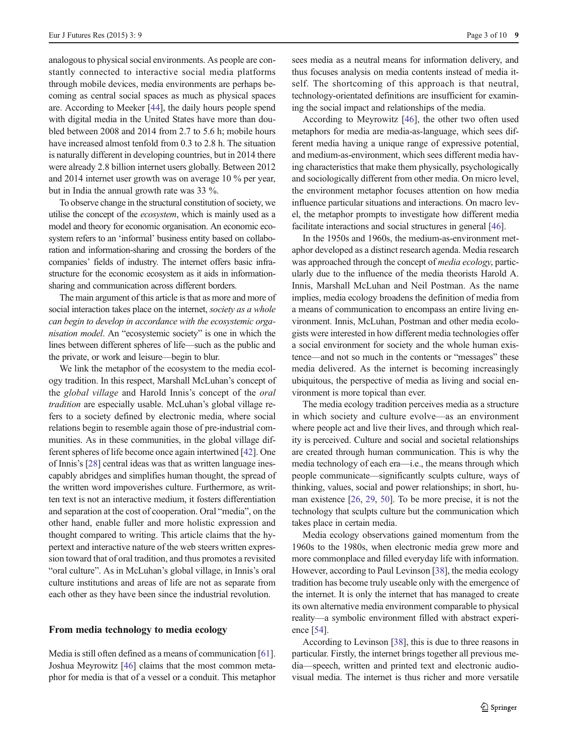analogous to physical social environments. As people are constantly connected to interactive social media platforms through mobile devices, media environments are perhaps becoming as central social spaces as much as physical spaces are. According to Meeker [44], the daily hours people spend with digital media in the United States have more than doubled between 2008 and 2014 from 2.7 to 5.6 h; mobile hours have increased almost tenfold from 0.3 to 2.8 h. The situation is naturally different in developing countries, but in 2014 there were already 2.8 billion internet users globally. Between 2012 and 2014 internet user growth was on average 10 % per year, but in India the annual growth rate was 33 %.

To observe change in the structural constitution of society, we utilise the concept of the *ecosystem*, which is mainly used as a model and theory for economic organisation. An economic ecosystem refers to an 'informal' business entity based on collaboration and information-sharing and crossing the borders of the companies' fields of industry. The internet offers basic infrastructure for the economic ecosystem as it aids in information-sharing and communication across different borders.

The main argument of this article is that as more and more of social interaction takes place on the internet, *society as a whole can begin to develop in accordance with the ecosystemic organisation model*. An "ecosystemic society" is one in which the lines between different spheres of life—such as the public and the private, or work and leisure—begin to blur.

We link the metaphor of the ecosystem to the media ecology tradition. In this respect, Marshall McLuhan's concept of the *global village* and Harold Innis's concept of the *oral tradition* are especially usable. McLuhan's global village refers to a society defined by electronic media, where social relations begin to resemble again those of pre-industrial communities. As in these communities, in the global village different spheres of life become once again intertwined [42]. One of Innis's [28] central ideas was that as written language inescapably abridges and simplifies human thought, the spread of the written word impoverishes culture. Furthermore, as written text is not an interactive medium, it fosters differentiation and separation at the cost of cooperation. Oral "media", on the other hand, enable fuller and more holistic expression and thought compared to writing. This article claims that the hypertext and interactive nature of the web steers written expression toward that of oral tradition, and thus promotes a revisited "oral culture". As in McLuhan's global village, in Innis's oral culture institutions and areas of life are not as separate from each other as they have been since the industrial revolution.

## From media technology to media ecology

Media is still often defined as a means of communication [61]. Joshua Meyrowitz [46] claims that the most common metaphor for media is that of a vessel or a conduit. This metaphor sees media as a neutral means for information delivery, and thus focuses analysis on media contents instead of media itself. The shortcoming of this approach is that neutral, technology-orientated definitions are insufficient for examining the social impact and relationships of the media.

According to Meyrowitz [46], the other two often used metaphors for media are media-as-language, which sees different media having a unique range of expressive potential, and medium-as-environment, which sees different media having characteristics that make them physically, psychologically and sociologically different from other media. On micro level, the environment metaphor focuses attention on how media influence particular situations and interactions. On macro level, the metaphor prompts to investigate how different media facilitate interactions and social structures in general [46].

In the 1950s and 1960s, the medium-as-environment metaphor developed as a distinct research agenda. Media research was approached through the concept of *media ecology*, particularly due to the influence of the media theorists Harold A. Innis, Marshall McLuhan and Neil Postman. As the name implies, media ecology broadens the definition of media from a means of communication to encompass an entire living environment. Innis, McLuhan, Postman and other media ecologists were interested in how different media technologies offer a social environment for society and the whole human existence—and not so much in the contents or "messages" these media delivered. As the internet is becoming increasingly ubiquitous, the perspective of media as living and social environment is more topical than ever.

The media ecology tradition perceives media as a structure in which society and culture evolve—as an environment where people act and live their lives, and through which reality is perceived. Culture and social and societal relationships are created through human communication. This is why the media technology of each era—i.e., the means through which people communicate—significantly sculpts culture, ways of thinking, values, social and power relationships; in short, human existence [26, 29, 50]. To be more precise, it is not the technology that sculpts culture but the communication which takes place in certain media.

Media ecology observations gained momentum from the 1960s to the 1980s, when electronic media grew more and more commonplace and filled everyday life with information. However, according to Paul Levinson [38], the media ecology tradition has become truly useable only with the emergence of the internet. It is only the internet that has managed to create its own alternative media environment comparable to physical reality—a symbolic environment filled with abstract experience [54].

According to Levinson [38], this is due to three reasons in particular. Firstly, the internet brings together all previous media—speech, written and printed text and electronic audiovisual media. The internet is thus richer and more versatile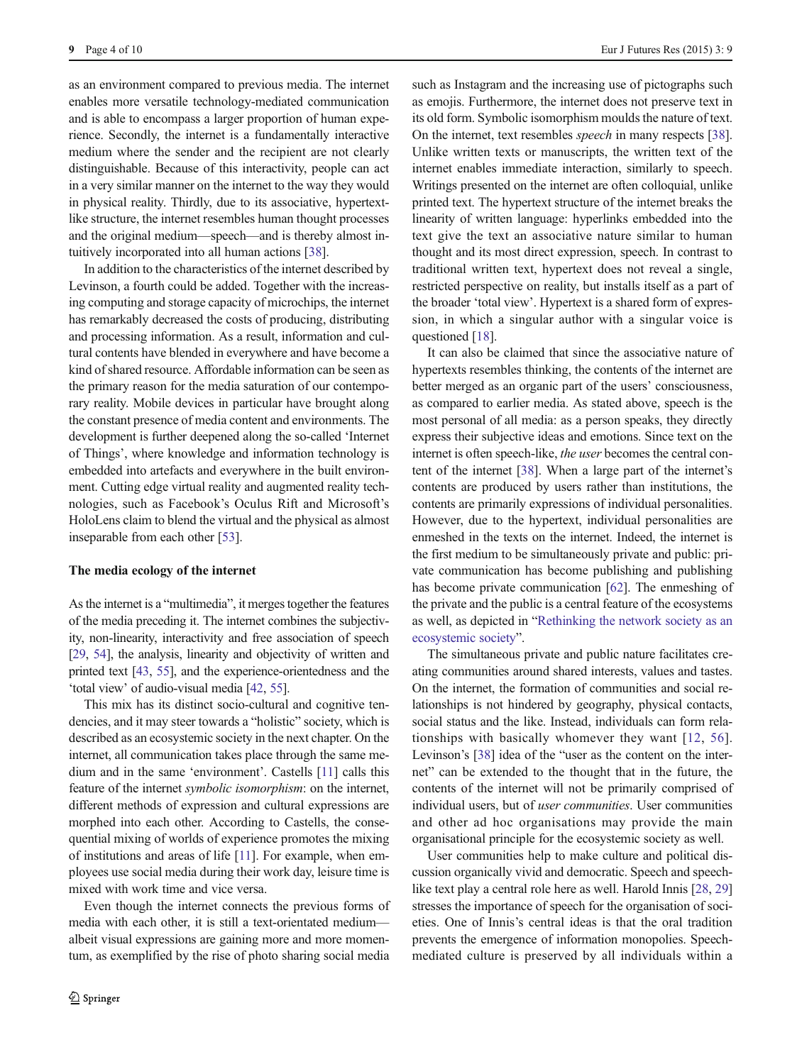as an environment compared to previous media. The internet enables more versatile technology-mediated communication and is able to encompass a larger proportion of human experience. Secondly, the internet is a fundamentally interactive medium where the sender and the recipient are not clearly distinguishable. Because of this interactivity, people can act in a very similar manner on the internet to the way they would in physical reality. Thirdly, due to its associative, hypertext-like structure, the internet resembles human thought processes and the original medium—speech—and is thereby almost intuitively incorporated into all human actions [38].

In addition to the characteristics of the internet described by Levinson, a fourth could be added. Together with the increasing computing and storage capacity of microchips, the internet has remarkably decreased the costs of producing, distributing and processing information. As a result, information and cultural contents have blended in everywhere and have become a kind of shared resource. Affordable information can be seen as the primary reason for the media saturation of our contemporary reality. Mobile devices in particular have brought along the constant presence of media content and environments. The development is further deepened along the so-called 'Internet of Things', where knowledge and information technology is embedded into artefacts and everywhere in the built environment. Cutting edge virtual reality and augmented reality technologies, such as Facebook's Oculus Rift and Microsoft's HoloLens claim to blend the virtual and the physical as almost inseparable from each other [53].

**The media ecology of the internet**

As the internet is a "multimedia", it merges together the features of the media preceding it. The internet combines the subjectivity, non-linearity, interactivity and free association of speech [29, 54], the analysis, linearity and objectivity of written and printed text [43, 55], and the experience-orientedness and the 'total view' of audio-visual media [42, 55].

This mix has its distinct socio-cultural and cognitive tendencies, and it may steer towards a "holistic" society, which is described as an ecosystemic society in the next chapter. On the internet, all communication takes place through the same medium and in the same 'environment'. Castells [11] calls this feature of the internet *symbolic isomorphism*: on the internet, different methods of expression and cultural expressions are morphed into each other. According to Castells, the consequential mixing of worlds of experience promotes the mixing of institutions and areas of life [11]. For example, when employees use social media during their work day, leisure time is mixed with work time and vice versa.

Even though the internet connects the previous forms of media with each other, it is still a text-orientated medium—albeit visual expressions are gaining more and more momentum, as exemplified by the rise of photo sharing social media such as Instagram and the increasing use of pictographs such as emojis. Furthermore, the internet does not preserve text in its old form. Symbolic isomorphism moulds the nature of text. On the internet, text resembles *speech* in many respects [38]. Unlike written texts or manuscripts, the written text of the internet enables immediate interaction, similarly to speech. Writings presented on the internet are often colloquial, unlike printed text. The hypertext structure of the internet breaks the linearity of written language: hyperlinks embedded into the text give the text an associative nature similar to human thought and its most direct expression, speech. In contrast to traditional written text, hypertext does not reveal a single, restricted perspective on reality, but installs itself as a part of the broader 'total view'. Hypertext is a shared form of expression, in which a singular author with a singular voice is questioned [18].

It can also be claimed that since the associative nature of hypertexts resembles thinking, the contents of the internet are better merged as an organic part of the users' consciousness, as compared to earlier media. As stated above, speech is the most personal of all media: as a person speaks, they directly express their subjective ideas and emotions. Since text on the internet is often speech-like, *the user* becomes the central content of the internet [38]. When a large part of the internet's contents are produced by users rather than institutions, the contents are primarily expressions of individual personalities. However, due to the hypertext, individual personalities are enmeshed in the texts on the internet. Indeed, the internet is the first medium to be simultaneously private and public: private communication has become publishing and publishing has become private communication [62]. The enmeshing of the private and the public is a central feature of the ecosystems as well, as depicted in "Rethinking the network society as an ecosystemic society".

The simultaneous private and public nature facilitates creating communities around shared interests, values and tastes. On the internet, the formation of communities and social relationships is not hindered by geography, physical contacts, social status and the like. Instead, individuals can form relationships with basically whomever they want [12, 56]. Levinson's [38] idea of the "user as the content on the internet" can be extended to the thought that in the future, the contents of the internet will not be primarily comprised of individual users, but of *user communities*. User communities and other ad hoc organisations may provide the main organisational principle for the ecosystemic society as well.

User communities help to make culture and political discussion organically vivid and democratic. Speech and speech-like text play a central role here as well. Harold Innis [28, 29] stresses the importance of speech for the organisation of societies. One of Innis's central ideas is that the oral tradition prevents the emergence of information monopolies. Speech-mediated culture is preserved by all individuals within a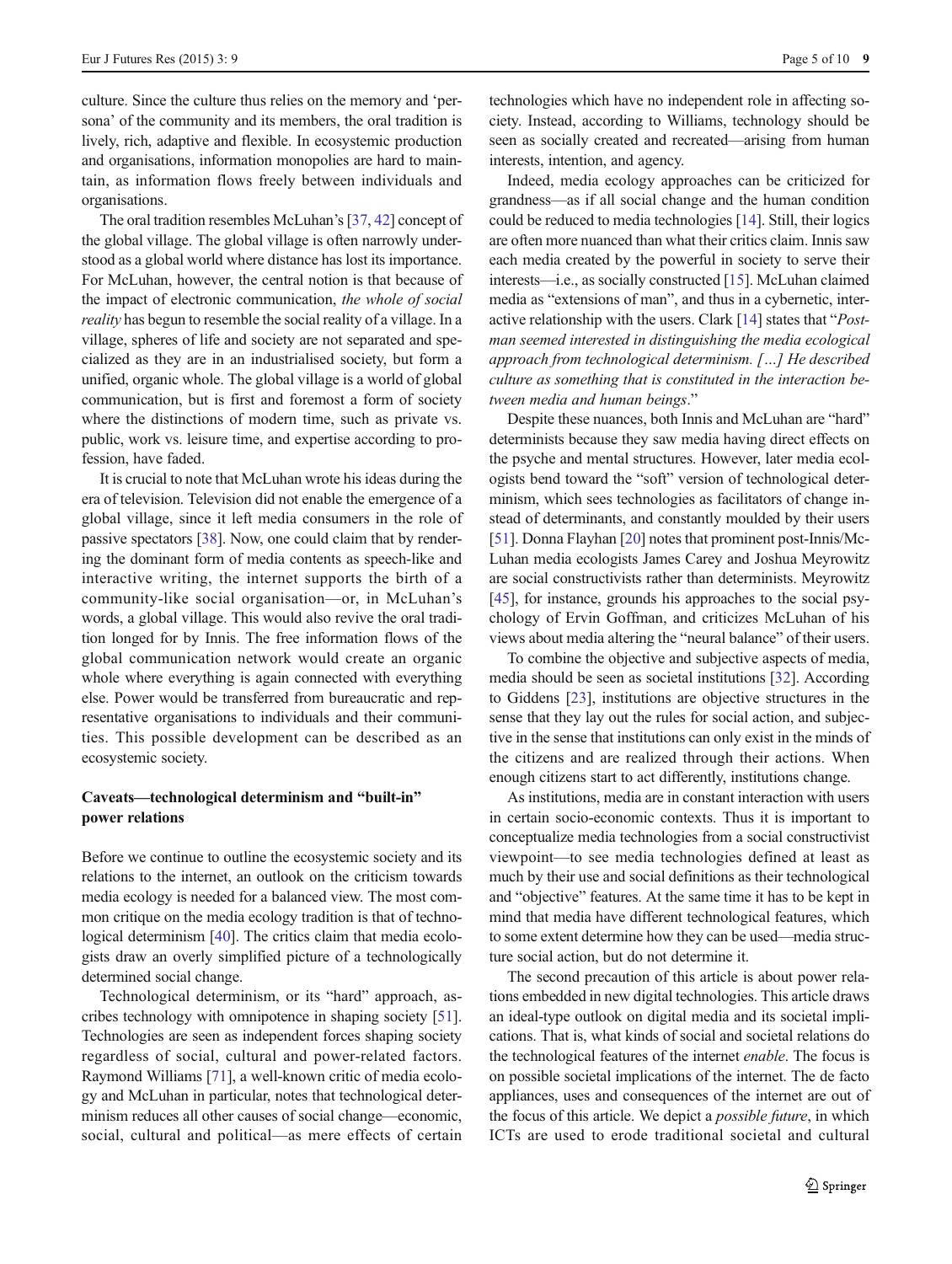culture. Since the culture thus relies on the memory and 'persona' of the community and its members, the oral tradition is lively, rich, adaptive and flexible. In ecosystemic production and organisations, information monopolies are hard to maintain, as information flows freely between individuals and organisations.

The oral tradition resembles McLuhan's [37, 42] concept of the global village. The global village is often narrowly understood as a global world where distance has lost its importance. For McLuhan, however, the central notion is that because of the impact of electronic communication, *the whole of social reality* has begun to resemble the social reality of a village. In a village, spheres of life and society are not separated and specialized as they are in an industrialised society, but form a unified, organic whole. The global village is a world of global communication, but is first and foremost a form of society where the distinctions of modern time, such as private vs. public, work vs. leisure time, and expertise according to profession, have faded.

It is crucial to note that McLuhan wrote his ideas during the era of television. Television did not enable the emergence of a global village, since it left media consumers in the role of passive spectators [38]. Now, one could claim that by rendering the dominant form of media contents as speech-like and interactive writing, the internet supports the birth of a community-like social organisation—or, in McLuhan's words, a global village. This would also revive the oral tradition longed for by Innis. The free information flows of the global communication network would create an organic whole where everything is again connected with everything else. Power would be transferred from bureaucratic and representative organisations to individuals and their communities. This possible development can be described as an ecosystemic society.

## Caveats—technological determinism and "built-in" power relations

Before we continue to outline the ecosystemic society and its relations to the internet, an outlook on the criticism towards media ecology is needed for a balanced view. The most common critique on the media ecology tradition is that of technological determinism [40]. The critics claim that media ecologists draw an overly simplified picture of a technologically determined social change.

Technological determinism, or its "hard" approach, ascribes technology with omnipotence in shaping society [51]. Technologies are seen as independent forces shaping society regardless of social, cultural and power-related factors. Raymond Williams [71], a well-known critic of media ecology and McLuhan in particular, notes that technological determinism reduces all other causes of social change—economic, social, cultural and political—as mere effects of certain technologies which have no independent role in affecting society. Instead, according to Williams, technology should be seen as socially created and recreated—arising from human interests, intention, and agency.

Indeed, media ecology approaches can be criticized for grandness—as if all social change and the human condition could be reduced to media technologies [14]. Still, their logics are often more nuanced than what their critics claim. Innis saw each media created by the powerful in society to serve their interests—i.e., as socially constructed [15]. McLuhan claimed media as "extensions of man", and thus in a cybernetic, interactive relationship with the users. Clark [14] states that "*Postman seemed interested in distinguishing the media ecological approach from technological determinism. […] He described culture as something that is constituted in the interaction between media and human beings*."

Despite these nuances, both Innis and McLuhan are "hard" determinists because they saw media having direct effects on the psyche and mental structures. However, later media ecologists bend toward the "soft" version of technological determinism, which sees technologies as facilitators of change instead of determinants, and constantly moulded by their users [51]. Donna Flayhan [20] notes that prominent post-Innis/McLuhan media ecologists James Carey and Joshua Meyrowitz are social constructivists rather than determinists. Meyrowitz [45], for instance, grounds his approaches to the social psychology of Ervin Goffman, and criticizes McLuhan of his views about media altering the "neural balance" of their users.

To combine the objective and subjective aspects of media, media should be seen as societal institutions [32]. According to Giddens [23], institutions are objective structures in the sense that they lay out the rules for social action, and subjective in the sense that institutions can only exist in the minds of the citizens and are realized through their actions. When enough citizens start to act differently, institutions change.

As institutions, media are in constant interaction with users in certain socio-economic contexts. Thus it is important to conceptualize media technologies from a social constructivist viewpoint—to see media technologies defined at least as much by their use and social definitions as their technological and "objective" features. At the same time it has to be kept in mind that media have different technological features, which to some extent determine how they can be used—media structure social action, but do not determine it.

The second precaution of this article is about power relations embedded in new digital technologies. This article draws an ideal-type outlook on digital media and its societal implications. That is, what kinds of social and societal relations do the technological features of the internet *enable*. The focus is on possible societal implications of the internet. The de facto appliances, uses and consequences of the internet are out of the focus of this article. We depict a *possible future*, in which ICTs are used to erode traditional societal and cultural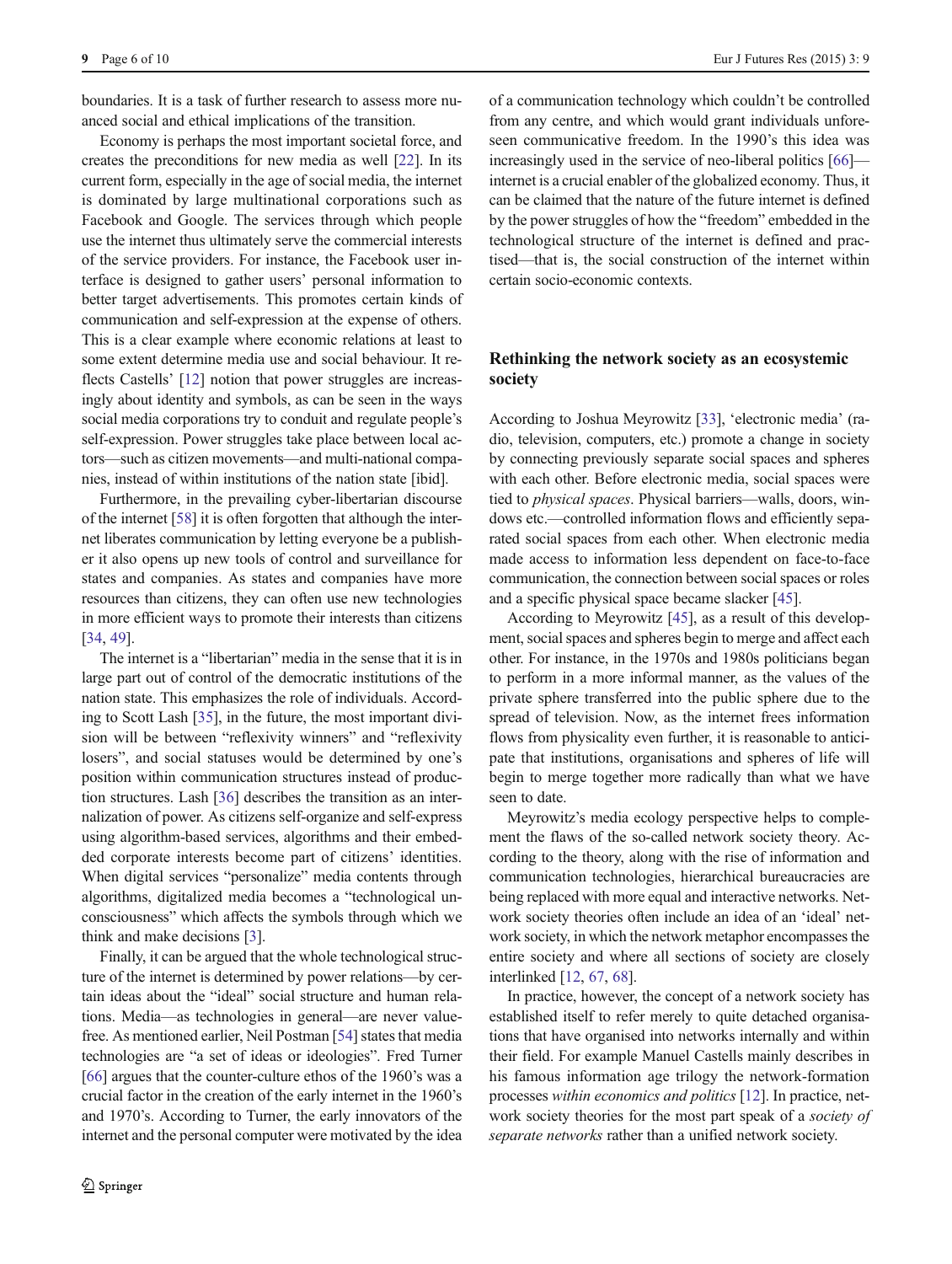boundaries. It is a task of further research to assess more nuanced social and ethical implications of the transition.

Economy is perhaps the most important societal force, and creates the preconditions for new media as well [22]. In its current form, especially in the age of social media, the internet is dominated by large multinational corporations such as Facebook and Google. The services through which people use the internet thus ultimately serve the commercial interests of the service providers. For instance, the Facebook user interface is designed to gather users' personal information to better target advertisements. This promotes certain kinds of communication and self-expression at the expense of others. This is a clear example where economic relations at least to some extent determine media use and social behaviour. It reflects Castells' [12] notion that power struggles are increasingly about identity and symbols, as can be seen in the ways social media corporations try to conduit and regulate people's self-expression. Power struggles take place between local actors—such as citizen movements—and multi-national companies, instead of within institutions of the nation state [ibid].

Furthermore, in the prevailing cyber-libertarian discourse of the internet [58] it is often forgotten that although the internet liberates communication by letting everyone be a publisher it also opens up new tools of control and surveillance for states and companies. As states and companies have more resources than citizens, they can often use new technologies in more efficient ways to promote their interests than citizens [34, 49].

The internet is a "libertarian" media in the sense that it is in large part out of control of the democratic institutions of the nation state. This emphasizes the role of individuals. According to Scott Lash [35], in the future, the most important division will be between "reflexivity winners" and "reflexivity losers", and social statuses would be determined by one's position within communication structures instead of production structures. Lash [36] describes the transition as an internalization of power. As citizens self-organize and self-express using algorithm-based services, algorithms and their embedded corporate interests become part of citizens' identities. When digital services "personalize" media contents through algorithms, digitalized media becomes a "technological unconsciousness" which affects the symbols through which we think and make decisions [3].

Finally, it can be argued that the whole technological structure of the internet is determined by power relations—by certain ideas about the "ideal" social structure and human relations. Media—as technologies in general—are never value-free. As mentioned earlier, Neil Postman [54] states that media technologies are "a set of ideas or ideologies". Fred Turner [66] argues that the counter-culture ethos of the 1960's was a crucial factor in the creation of the early internet in the 1960's and 1970's. According to Turner, the early innovators of the internet and the personal computer were motivated by the idea of a communication technology which couldn't be controlled from any centre, and which would grant individuals unforeseen communicative freedom. In the 1990's this idea was increasingly used in the service of neo-liberal politics [66]—internet is a crucial enabler of the globalized economy. Thus, it can be claimed that the nature of the future internet is defined by the power struggles of how the "freedom" embedded in the technological structure of the internet is defined and practised—that is, the social construction of the internet within certain socio-economic contexts.

## Rethinking the network society as an ecosystemic society

According to Joshua Meyrowitz [33], 'electronic media' (radio, television, computers, etc.) promote a change in society by connecting previously separate social spaces and spheres with each other. Before electronic media, social spaces were tied to *physical spaces*. Physical barriers—walls, doors, windows etc.—controlled information flows and efficiently separated social spaces from each other. When electronic media made access to information less dependent on face-to-face communication, the connection between social spaces or roles and a specific physical space became slacker [45].

According to Meyrowitz [45], as a result of this development, social spaces and spheres begin to merge and affect each other. For instance, in the 1970s and 1980s politicians began to perform in a more informal manner, as the values of the private sphere transferred into the public sphere due to the spread of television. Now, as the internet frees information flows from physicality even further, it is reasonable to anticipate that institutions, organisations and spheres of life will begin to merge together more radically than what we have seen to date.

Meyrowitz's media ecology perspective helps to complement the flaws of the so-called network society theory. According to the theory, along with the rise of information and communication technologies, hierarchical bureaucracies are being replaced with more equal and interactive networks. Network society theories often include an idea of an 'ideal' network society, in which the network metaphor encompasses the entire society and where all sections of society are closely interlinked [12, 67, 68].

In practice, however, the concept of a network society has established itself to refer merely to quite detached organisations that have organised into networks internally and within their field. For example Manuel Castells mainly describes in his famous information age trilogy the network-formation processes *within economics and politics* [12]. In practice, network society theories for the most part speak of a *society of separate networks* rather than a unified network society.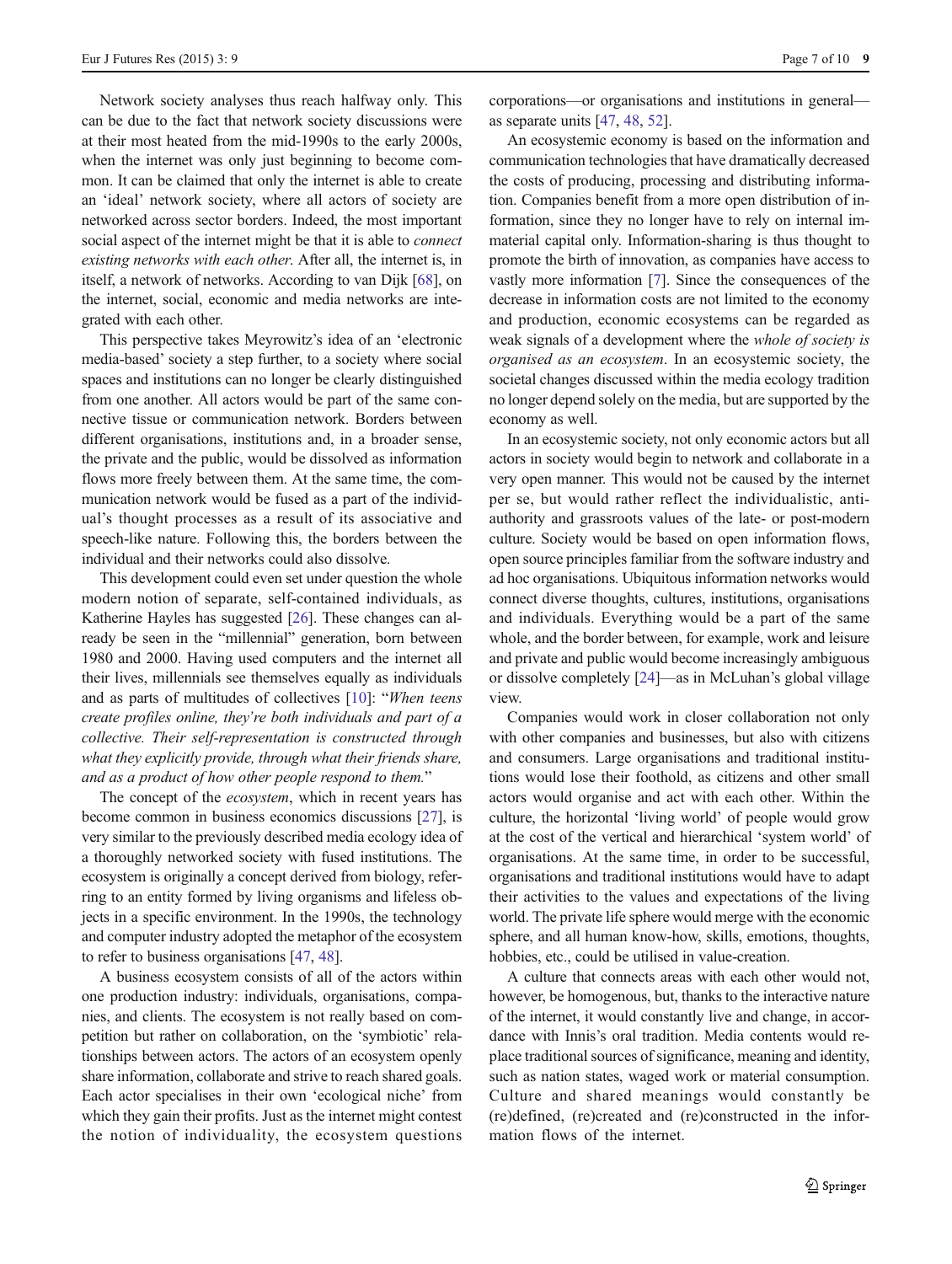Network society analyses thus reach halfway only. This can be due to the fact that network society discussions were at their most heated from the mid-1990s to the early 2000s, when the internet was only just beginning to become common. It can be claimed that only the internet is able to create an 'ideal' network society, where all actors of society are networked across sector borders. Indeed, the most important social aspect of the internet might be that it is able to *connect existing networks with each other*. After all, the internet is, in itself, a network of networks. According to van Dijk [68], on the internet, social, economic and media networks are integrated with each other.

This perspective takes Meyrowitz's idea of an 'electronic media-based' society a step further, to a society where social spaces and institutions can no longer be clearly distinguished from one another. All actors would be part of the same connective tissue or communication network. Borders between different organisations, institutions and, in a broader sense, the private and the public, would be dissolved as information flows more freely between them. At the same time, the communication network would be fused as a part of the individual's thought processes as a result of its associative and speech-like nature. Following this, the borders between the individual and their networks could also dissolve.

This development could even set under question the whole modern notion of separate, self-contained individuals, as Katherine Hayles has suggested [26]. These changes can already be seen in the "millennial" generation, born between 1980 and 2000. Having used computers and the internet all their lives, millennials see themselves equally as individuals and as parts of multitudes of collectives [10]: "*When teens create profiles online, they're both individuals and part of a collective. Their self-representation is constructed through what they explicitly provide, through what their friends share, and as a product of how other people respond to them.*"

The concept of the *ecosystem*, which in recent years has become common in business economics discussions [27], is very similar to the previously described media ecology idea of a thoroughly networked society with fused institutions. The ecosystem is originally a concept derived from biology, referring to an entity formed by living organisms and lifeless objects in a specific environment. In the 1990s, the technology and computer industry adopted the metaphor of the ecosystem to refer to business organisations [47, 48].

A business ecosystem consists of all of the actors within one production industry: individuals, organisations, companies, and clients. The ecosystem is not really based on competition but rather on collaboration, on the 'symbiotic' relationships between actors. The actors of an ecosystem openly share information, collaborate and strive to reach shared goals. Each actor specialises in their own 'ecological niche' from which they gain their profits. Just as the internet might contest the notion of individuality, the ecosystem questions corporations—or organisations and institutions in general—as separate units [47, 48, 52].

An ecosystemic economy is based on the information and communication technologies that have dramatically decreased the costs of producing, processing and distributing information. Companies benefit from a more open distribution of information, since they no longer have to rely on internal immaterial capital only. Information-sharing is thus thought to promote the birth of innovation, as companies have access to vastly more information [7]. Since the consequences of the decrease in information costs are not limited to the economy and production, economic ecosystems can be regarded as weak signals of a development where the *whole of society is organised as an ecosystem*. In an ecosystemic society, the societal changes discussed within the media ecology tradition no longer depend solely on the media, but are supported by the economy as well.

In an ecosystemic society, not only economic actors but all actors in society would begin to network and collaborate in a very open manner. This would not be caused by the internet per se, but would rather reflect the individualistic, anti-authority and grassroots values of the late- or post-modern culture. Society would be based on open information flows, open source principles familiar from the software industry and ad hoc organisations. Ubiquitous information networks would connect diverse thoughts, cultures, institutions, organisations and individuals. Everything would be a part of the same whole, and the border between, for example, work and leisure and private and public would become increasingly ambiguous or dissolve completely [24]—as in McLuhan's global village view.

Companies would work in closer collaboration not only with other companies and businesses, but also with citizens and consumers. Large organisations and traditional institutions would lose their foothold, as citizens and other small actors would organise and act with each other. Within the culture, the horizontal 'living world' of people would grow at the cost of the vertical and hierarchical 'system world' of organisations. At the same time, in order to be successful, organisations and traditional institutions would have to adapt their activities to the values and expectations of the living world. The private life sphere would merge with the economic sphere, and all human know-how, skills, emotions, thoughts, hobbies, etc., could be utilised in value-creation.

A culture that connects areas with each other would not, however, be homogenous, but, thanks to the interactive nature of the internet, it would constantly live and change, in accordance with Innis's oral tradition. Media contents would replace traditional sources of significance, meaning and identity, such as nation states, waged work or material consumption. Culture and shared meanings would constantly be (re)defined, (re)created and (re)constructed in the information flows of the internet.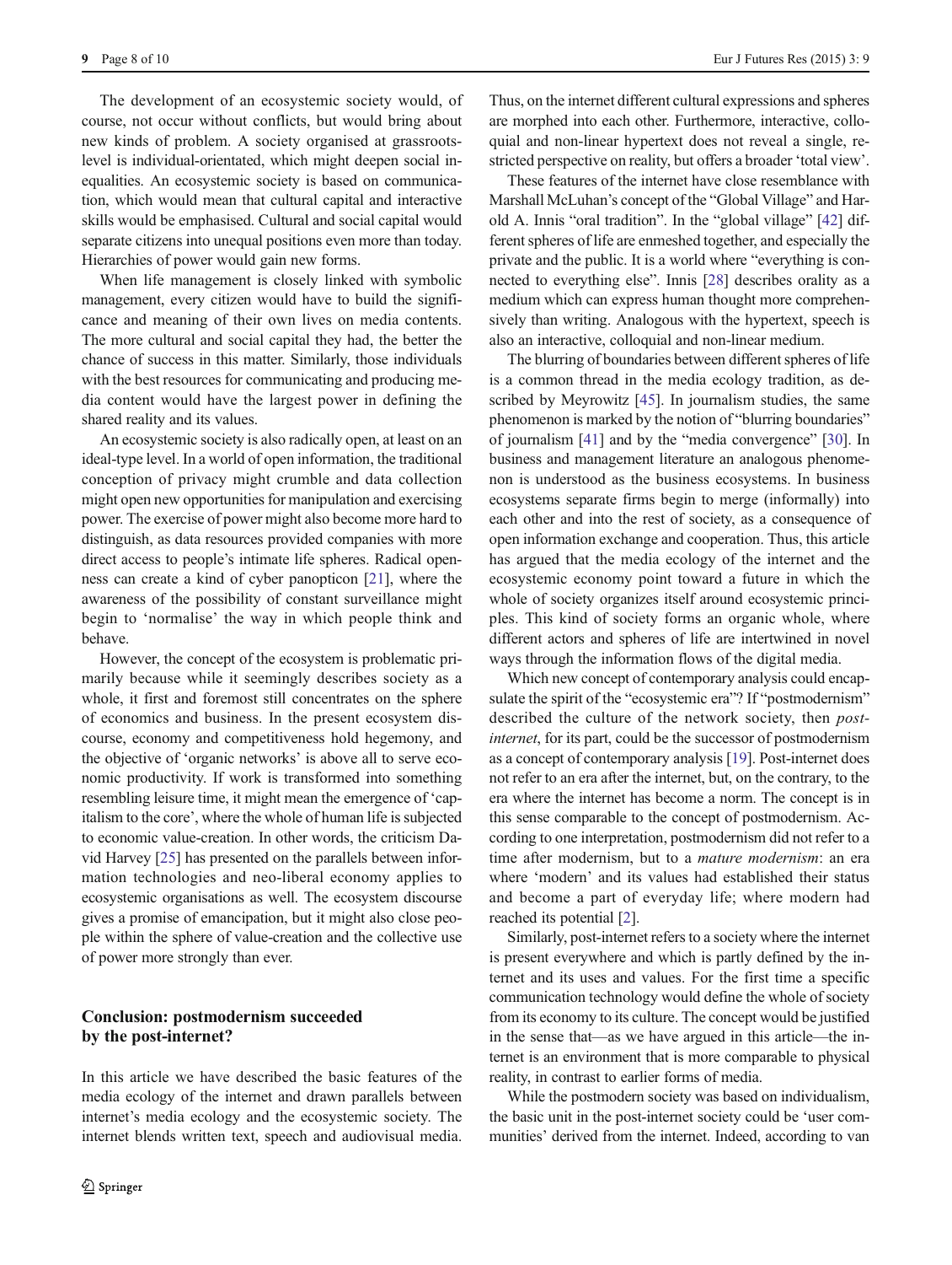The development of an ecosystemic society would, of course, not occur without conflicts, but would bring about new kinds of problem. A society organised at grassroots-level is individual-orientated, which might deepen social inequalities. An ecosystemic society is based on communication, which would mean that cultural capital and interactive skills would be emphasised. Cultural and social capital would separate citizens into unequal positions even more than today. Hierarchies of power would gain new forms.

When life management is closely linked with symbolic management, every citizen would have to build the significance and meaning of their own lives on media contents. The more cultural and social capital they had, the better the chance of success in this matter. Similarly, those individuals with the best resources for communicating and producing media content would have the largest power in defining the shared reality and its values.

An ecosystemic society is also radically open, at least on an ideal-type level. In a world of open information, the traditional conception of privacy might crumble and data collection might open new opportunities for manipulation and exercising power. The exercise of power might also become more hard to distinguish, as data resources provided companies with more direct access to people's intimate life spheres. Radical openness can create a kind of cyber panopticon [21], where the awareness of the possibility of constant surveillance might begin to 'normalise' the way in which people think and behave.

However, the concept of the ecosystem is problematic primarily because while it seemingly describes society as a whole, it first and foremost still concentrates on the sphere of economics and business. In the present ecosystem discourse, economy and competitiveness hold hegemony, and the objective of 'organic networks' is above all to serve economic productivity. If work is transformed into something resembling leisure time, it might mean the emergence of 'capitalism to the core', where the whole of human life is subjected to economic value-creation. In other words, the criticism David Harvey [25] has presented on the parallels between information technologies and neo-liberal economy applies to ecosystemic organisations as well. The ecosystem discourse gives a promise of emancipation, but it might also close people within the sphere of value-creation and the collective use of power more strongly than ever.

## Conclusion: postmodernism succeeded by the post-internet?

In this article we have described the basic features of the media ecology of the internet and drawn parallels between internet's media ecology and the ecosystemic society. The internet blends written text, speech and audiovisual media. Thus, on the internet different cultural expressions and spheres are morphed into each other. Furthermore, interactive, colloquial and non-linear hypertext does not reveal a single, restricted perspective on reality, but offers a broader 'total view'.

These features of the internet have close resemblance with Marshall McLuhan's concept of the "Global Village" and Harold A. Innis "oral tradition". In the "global village" [42] different spheres of life are enmeshed together, and especially the private and the public. It is a world where "everything is connected to everything else". Innis [28] describes orality as a medium which can express human thought more comprehensively than writing. Analogous with the hypertext, speech is also an interactive, colloquial and non-linear medium.

The blurring of boundaries between different spheres of life is a common thread in the media ecology tradition, as described by Meyrowitz [45]. In journalism studies, the same phenomenon is marked by the notion of "blurring boundaries" of journalism [41] and by the "media convergence" [30]. In business and management literature an analogous phenomenon is understood as the business ecosystems. In business ecosystems separate firms begin to merge (informally) into each other and into the rest of society, as a consequence of open information exchange and cooperation. Thus, this article has argued that the media ecology of the internet and the ecosystemic economy point toward a future in which the whole of society organizes itself around ecosystemic principles. This kind of society forms an organic whole, where different actors and spheres of life are intertwined in novel ways through the information flows of the digital media.

Which new concept of contemporary analysis could encapsulate the spirit of the "ecosystemic era"? If "postmodernism" described the culture of the network society, then *post-internet*, for its part, could be the successor of postmodernism as a concept of contemporary analysis [19]. Post-internet does not refer to an era after the internet, but, on the contrary, to the era where the internet has become a norm. The concept is in this sense comparable to the concept of postmodernism. According to one interpretation, postmodernism did not refer to a time after modernism, but to a *mature modernism*: an era where 'modern' and its values had established their status and become a part of everyday life; where modern had reached its potential [2].

Similarly, post-internet refers to a society where the internet is present everywhere and which is partly defined by the internet and its uses and values. For the first time a specific communication technology would define the whole of society from its economy to its culture. The concept would be justified in the sense that—as we have argued in this article—the internet is an environment that is more comparable to physical reality, in contrast to earlier forms of media.

While the postmodern society was based on individualism, the basic unit in the post-internet society could be 'user communities' derived from the internet. Indeed, according to van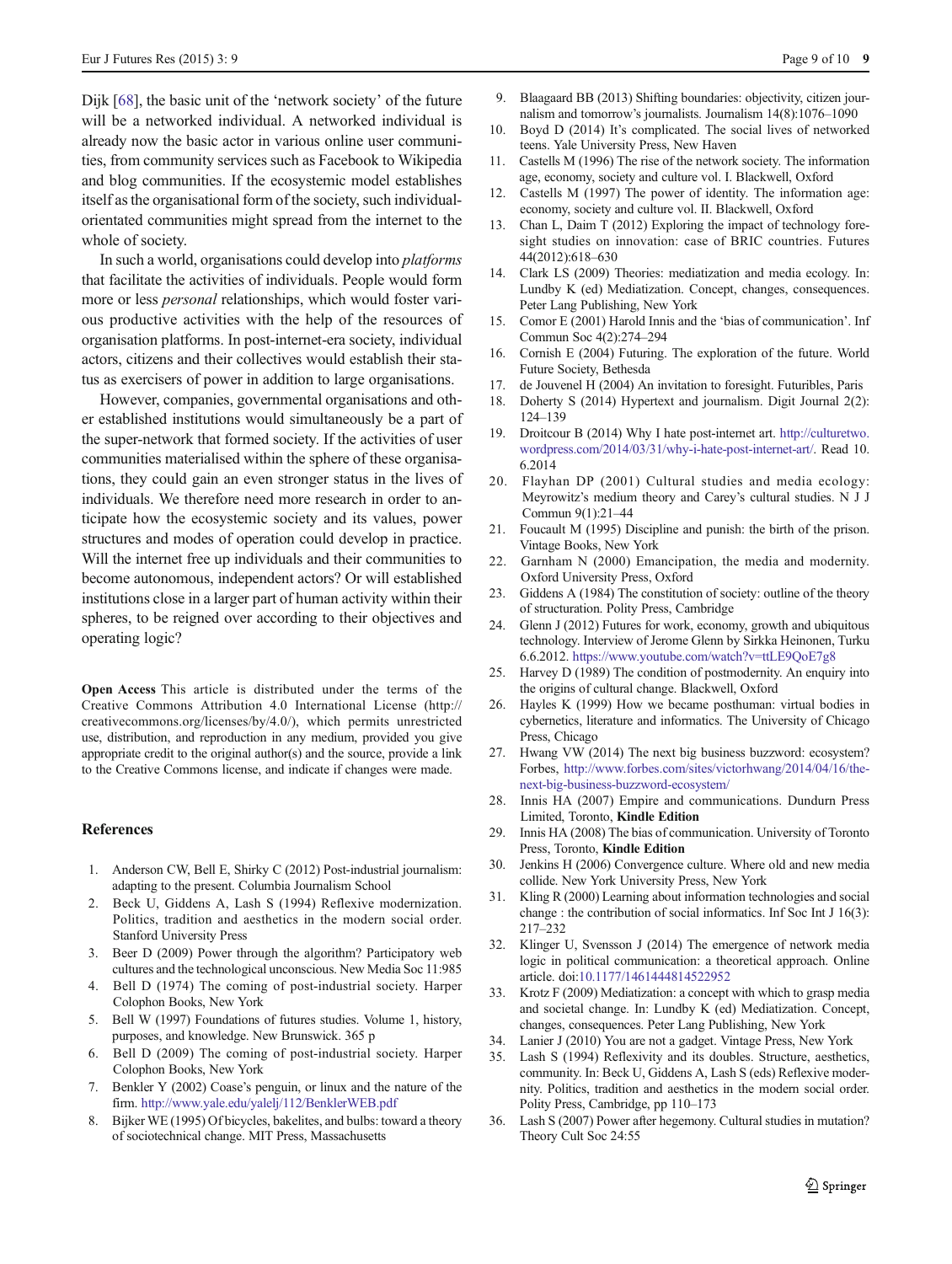Dijk [68], the basic unit of the 'network society' of the future will be a networked individual. A networked individual is already now the basic actor in various online user communities, from community services such as Facebook to Wikipedia and blog communities. If the ecosystemic model establishes itself as the organisational form of the society, such individual-orientated communities might spread from the internet to the whole of society.

In such a world, organisations could develop into *platforms* that facilitate the activities of individuals. People would form more or less *personal* relationships, which would foster various productive activities with the help of the resources of organisation platforms. In post-internet-era society, individual actors, citizens and their collectives would establish their status as exercisers of power in addition to large organisations.

However, companies, governmental organisations and other established institutions would simultaneously be a part of the super-network that formed society. If the activities of user communities materialised within the sphere of these organisations, they could gain an even stronger status in the lives of individuals. We therefore need more research in order to anticipate how the ecosystemic society and its values, power structures and modes of operation could develop in practice. Will the internet free up individuals and their communities to become autonomous, independent actors? Or will established institutions close in a larger part of human activity within their spheres, to be reigned over according to their objectives and operating logic?

**Open Access** This article is distributed under the terms of the Creative Commons Attribution 4.0 International License (http://creativecommons.org/licenses/by/4.0/), which permits unrestricted use, distribution, and reproduction in any medium, provided you give appropriate credit to the original author(s) and the source, provide a link to the Creative Commons license, and indicate if changes were made.

## References

1. Anderson CW, Bell E, Shirky C (2012) Post-industrial journalism: adapting to the present. Columbia Journalism School
2. Beck U, Giddens A, Lash S (1994) Reflexive modernization. Politics, tradition and aesthetics in the modern social order. Stanford University Press
3. Beer D (2009) Power through the algorithm? Participatory web cultures and the technological unconscious. New Media Soc 11:985
4. Bell D (1974) The coming of post-industrial society. Harper Colophon Books, New York
5. Bell W (1997) Foundations of futures studies. Volume 1, history, purposes, and knowledge. New Brunswick. 365 p
6. Bell D (2009) The coming of post-industrial society. Harper Colophon Books, New York
7. Benkler Y (2002) Coase's penguin, or linux and the nature of the firm. http://www.yale.edu/yalelj/112/BenklerWEB.pdf
8. Bijker WE (1995) Of bicycles, bakelites, and bulbs: toward a theory of sociotechnical change. MIT Press, Massachusetts
9. Blaagaard BB (2013) Shifting boundaries: objectivity, citizen journalism and tomorrow's journalists. Journalism 14(8):1076–1090
10. Boyd D (2014) It's complicated. The social lives of networked teens. Yale University Press, New Haven
11. Castells M (1996) The rise of the network society. The information age, economy, society and culture vol. I. Blackwell, Oxford
12. Castells M (1997) The power of identity. The information age: economy, society and culture vol. II. Blackwell, Oxford
13. Chan L, Daim T (2012) Exploring the impact of technology foresight studies on innovation: case of BRIC countries. Futures 44(2012):618–630
14. Clark LS (2009) Theories: mediatization and media ecology. In: Lundby K (ed) Mediatization. Concept, changes, consequences. Peter Lang Publishing, New York
15. Comor E (2001) Harold Innis and the 'bias of communication'. Inf Commun Soc 4(2):274–294
16. Cornish E (2004) Futuring. The exploration of the future. World Future Society, Bethesda
17. de Jouvenel H (2004) An invitation to foresight. Futuribles, Paris
18. Doherty S (2014) Hypertext and journalism. Digit Journal 2(2): 124–139
19. Droitcour B (2014) Why I hate post-internet art. http://culturetwo.wordpress.com/2014/03/31/why-i-hate-post-internet-art/. Read 10.6.2014
20. Flayhan DP (2001) Cultural studies and media ecology: Meyrowitz's medium theory and Carey's cultural studies. N J J Commun 9(1):21–44
21. Foucault M (1995) Discipline and punish: the birth of the prison. Vintage Books, New York
22. Garnham N (2000) Emancipation, the media and modernity. Oxford University Press, Oxford
23. Giddens A (1984) The constitution of society: outline of the theory of structuration. Polity Press, Cambridge
24. Glenn J (2012) Futures for work, economy, growth and ubiquitous technology. Interview of Jerome Glenn by Sirkka Heinonen, Turku 6.6.2012. https://www.youtube.com/watch?v=ttLE9QoE7g8
25. Harvey D (1989) The condition of postmodernity. An enquiry into the origins of cultural change. Blackwell, Oxford
26. Hayles K (1999) How we became posthuman: virtual bodies in cybernetics, literature and informatics. The University of Chicago Press, Chicago
27. Hwang VW (2014) The next big business buzzword: ecosystem? Forbes, http://www.forbes.com/sites/victorhwang/2014/04/16/the-next-big-business-buzzword-ecosystem/
28. Innis HA (2007) Empire and communications. Dundurn Press Limited, Toronto, **Kindle Edition**
29. Innis HA (2008) The bias of communication. University of Toronto Press, Toronto, **Kindle Edition**
30. Jenkins H (2006) Convergence culture. Where old and new media collide. New York University Press, New York
31. Kling R (2000) Learning about information technologies and social change : the contribution of social informatics. Inf Soc Int J 16(3): 217–232
32. Klinger U, Svensson J (2014) The emergence of network media logic in political communication: a theoretical approach. Online article. doi:10.1177/1461444814522952
33. Krotz F (2009) Mediatization: a concept with which to grasp media and societal change. In: Lundby K (ed) Mediatization. Concept, changes, consequences. Peter Lang Publishing, New York
34. Lanier J (2010) You are not a gadget. Vintage Press, New York
35. Lash S (1994) Reflexivity and its doubles. Structure, aesthetics, community. In: Beck U, Giddens A, Lash S (eds) Reflexive modernity. Politics, tradition and aesthetics in the modern social order. Polity Press, Cambridge, pp 110–173
36. Lash S (2007) Power after hegemony. Cultural studies in mutation? Theory Cult Soc 24:55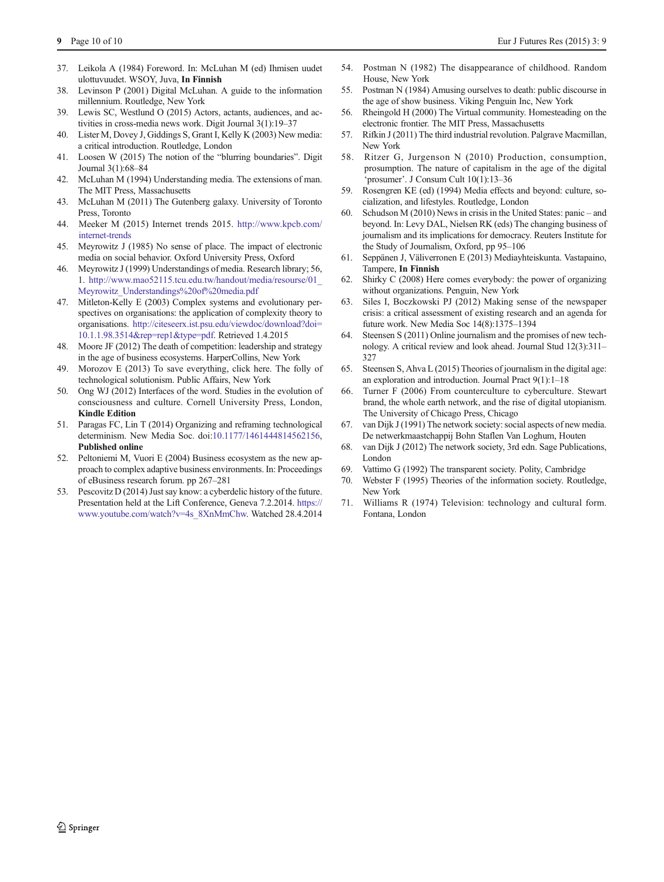37. Leikola A (1984) Foreword. In: McLuhan M (ed) Ihmisen uudet ulottuvuudet. WSOY, Juva, **In Finnish**
38. Levinson P (2001) Digital McLuhan. A guide to the information millennium. Routledge, New York
39. Lewis SC, Westlund O (2015) Actors, actants, audiences, and activities in cross-media news work. Digit Journal 3(1):19–37
40. Lister M, Dovey J, Giddings S, Grant I, Kelly K (2003) New media: a critical introduction. Routledge, London
41. Loosen W (2015) The notion of the "blurring boundaries". Digit Journal 3(1):68–84
42. McLuhan M (1994) Understanding media. The extensions of man. The MIT Press, Massachusetts
43. McLuhan M (2011) The Gutenberg galaxy. University of Toronto Press, Toronto
44. Meeker M (2015) Internet trends 2015. http://www.kpcb.com/internet-trends
45. Meyrowitz J (1985) No sense of place. The impact of electronic media on social behavior. Oxford University Press, Oxford
46. Meyrowitz J (1999) Understandings of media. Research library; 56, 1. http://www.mao52115.tcu.edu.tw/handout/media/resourse/01_Meyrowitz_Understandings%20of%20media.pdf
47. Mitleton-Kelly E (2003) Complex systems and evolutionary perspectives on organisations: the application of complexity theory to organisations. http://citeseerx.ist.psu.edu/viewdoc/download?doi=10.1.1.98.3514&rep=rep1&type=pdf. Retrieved 1.4.2015
48. Moore JF (2012) The death of competition: leadership and strategy in the age of business ecosystems. HarperCollins, New York
49. Morozov E (2013) To save everything, click here. The folly of technological solutionism. Public Affairs, New York
50. Ong WJ (2012) Interfaces of the word. Studies in the evolution of consciousness and culture. Cornell University Press, London, **Kindle Edition**
51. Paragas FC, Lin T (2014) Organizing and reframing technological determinism. New Media Soc. doi:10.1177/1461444814562156, **Published online**
52. Peltoniemi M, Vuori E (2004) Business ecosystem as the new approach to complex adaptive business environments. In: Proceedings of eBusiness research forum. pp 267–281
53. Pescovitz D (2014) Just say know: a cyberdelic history of the future. Presentation held at the Lift Conference, Geneva 7.2.2014. https://www.youtube.com/watch?v=4s_8XnMmChw. Watched 28.4.2014
54. Postman N (1982) The disappearance of childhood. Random House, New York
55. Postman N (1984) Amusing ourselves to death: public discourse in the age of show business. Viking Penguin Inc, New York
56. Rheingold H (2000) The Virtual community. Homesteading on the electronic frontier. The MIT Press, Massachusetts
57. Rifkin J (2011) The third industrial revolution. Palgrave Macmillan, New York
58. Ritzer G, Jurgenson N (2010) Production, consumption, prosumption. The nature of capitalism in the age of the digital 'prosumer'. J Consum Cult 10(1):13–36
59. Rosengren KE (ed) (1994) Media effects and beyond: culture, socialization, and lifestyles. Routledge, London
60. Schudson M (2010) News in crisis in the United States: panic – and beyond. In: Levy DAL, Nielsen RK (eds) The changing business of journalism and its implications for democracy. Reuters Institute for the Study of Journalism, Oxford, pp 95–106
61. Seppänen J, Väliverronen E (2013) Mediayhteiskunta. Vastapaino, Tampere, **In Finnish**
62. Shirky C (2008) Here comes everybody: the power of organizing without organizations. Penguin, New York
63. Siles I, Boczkowski PJ (2012) Making sense of the newspaper crisis: a critical assessment of existing research and an agenda for future work. New Media Soc 14(8):1375–1394
64. Steensen S (2011) Online journalism and the promises of new technology. A critical review and look ahead. Journal Stud 12(3):311–327
65. Steensen S, Ahva L (2015) Theories of journalism in the digital age: an exploration and introduction. Journal Pract 9(1):1–18
66. Turner F (2006) From counterculture to cyberculture. Stewart brand, the whole earth network, and the rise of digital utopianism. The University of Chicago Press, Chicago
67. van Dijk J (1991) The network society: social aspects of new media. De netwerkmaastschappij Bohn Staflen Van Loghum, Houten
68. van Dijk J (2012) The network society, 3rd edn. Sage Publications, London
69. Vattimo G (1992) The transparent society. Polity, Cambridge
70. Webster F (1995) Theories of the information society. Routledge, New York
71. Williams R (1974) Television: technology and cultural form. Fontana, London